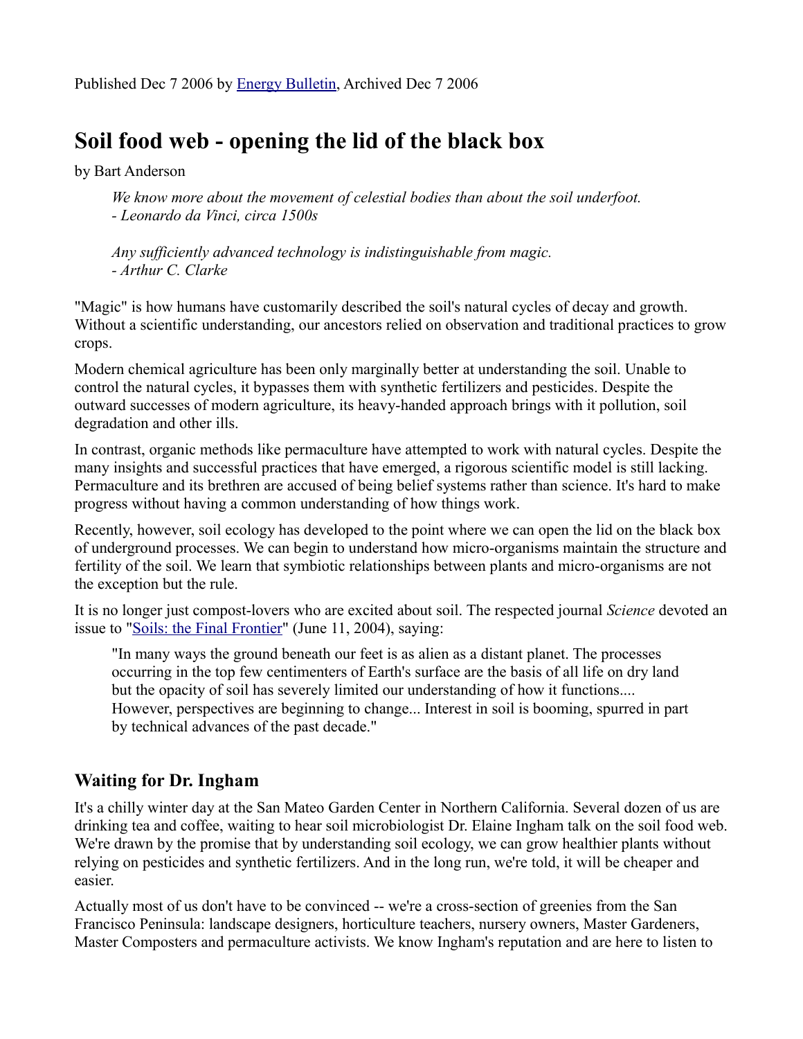Published Dec 7 2006 by [Energy Bulletin](), Archived Dec 7 2006

# Soil food web - opening the lid of the black box

by Bart Anderson

> *We know more about the movement of celestial bodies than about the soil underfoot.*
> *- Leonardo da Vinci, circa 1500s*
>
> *Any sufficiently advanced technology is indistinguishable from magic.*
> *- Arthur C. Clarke*

"Magic" is how humans have customarily described the soil's natural cycles of decay and growth. Without a scientific understanding, our ancestors relied on observation and traditional practices to grow crops.

Modern chemical agriculture has been only marginally better at understanding the soil. Unable to control the natural cycles, it bypasses them with synthetic fertilizers and pesticides. Despite the outward successes of modern agriculture, its heavy-handed approach brings with it pollution, soil degradation and other ills.

In contrast, organic methods like permaculture have attempted to work with natural cycles. Despite the many insights and successful practices that have emerged, a rigorous scientific model is still lacking. Permaculture and its brethren are accused of being belief systems rather than science. It's hard to make progress without having a common understanding of how things work.

Recently, however, soil ecology has developed to the point where we can open the lid on the black box of underground processes. We can begin to understand how micro-organisms maintain the structure and fertility of the soil. We learn that symbiotic relationships between plants and micro-organisms are not the exception but the rule.

It is no longer just compost-lovers who are excited about soil. The respected journal *Science* devoted an issue to "[Soils: the Final Frontier]()" (June 11, 2004), saying:

> "In many ways the ground beneath our feet is as alien as a distant planet. The processes occurring in the top few centimenters of Earth's surface are the basis of all life on dry land but the opacity of soil has severely limited our understanding of how it functions.... However, perspectives are beginning to change... Interest in soil is booming, spurred in part by technical advances of the past decade."

## Waiting for Dr. Ingham

It's a chilly winter day at the San Mateo Garden Center in Northern California. Several dozen of us are drinking tea and coffee, waiting to hear soil microbiologist Dr. Elaine Ingham talk on the soil food web. We're drawn by the promise that by understanding soil ecology, we can grow healthier plants without relying on pesticides and synthetic fertilizers. And in the long run, we're told, it will be cheaper and easier.

Actually most of us don't have to be convinced -- we're a cross-section of greenies from the San Francisco Peninsula: landscape designers, horticulture teachers, nursery owners, Master Gardeners, Master Composters and permaculture activists. We know Ingham's reputation and are here to listen to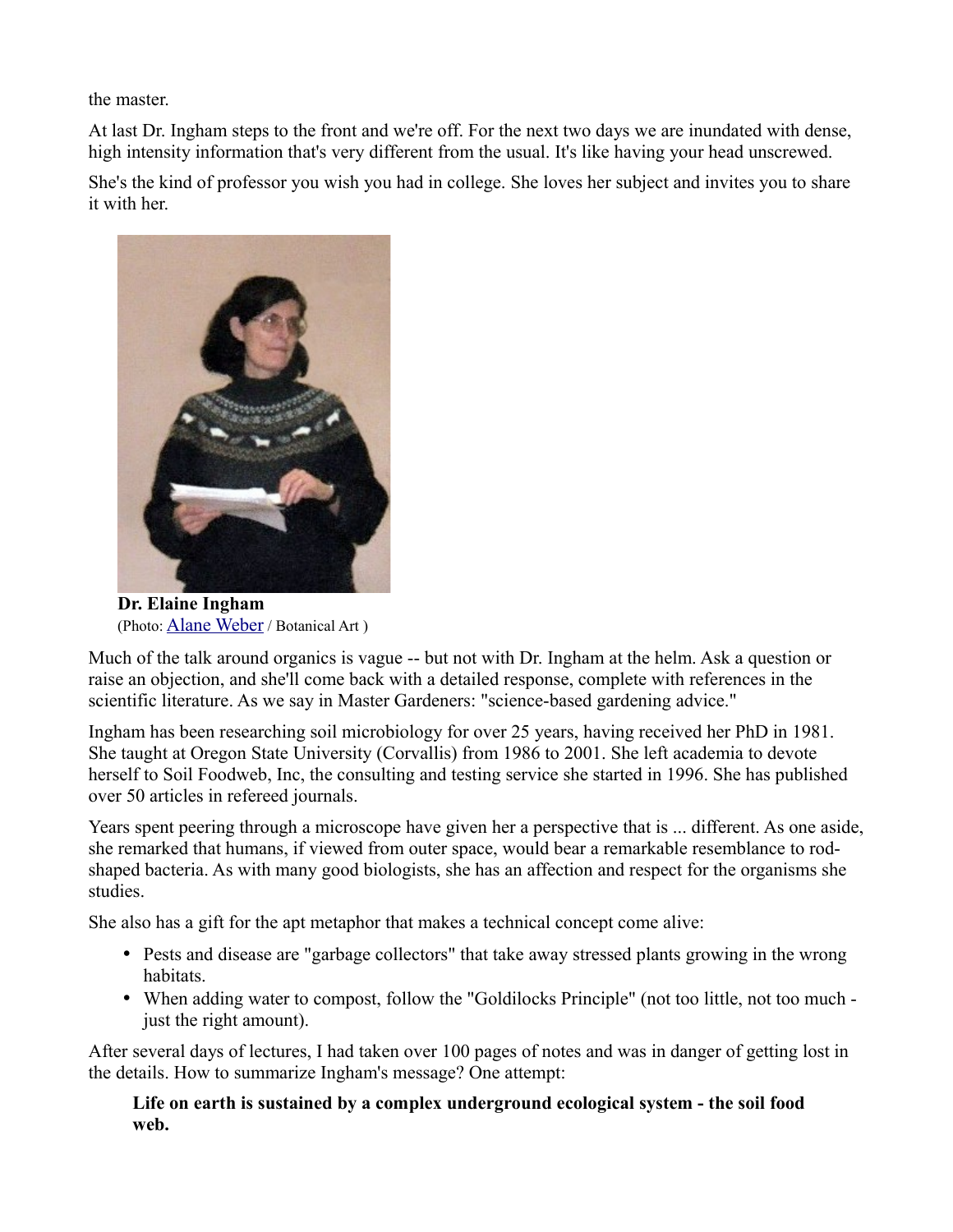the master.

At last Dr. Ingham steps to the front and we're off. For the next two days we are inundated with dense, high intensity information that's very different from the usual. It's like having your head unscrewed.

She's the kind of professor you wish you had in college. She loves her subject and invites you to share it with her.

**Dr. Elaine Ingham**
(Photo: Alane Weber / Botanical Art )

Much of the talk around organics is vague -- but not with Dr. Ingham at the helm. Ask a question or raise an objection, and she'll come back with a detailed response, complete with references in the scientific literature. As we say in Master Gardeners: "science-based gardening advice."

Ingham has been researching soil microbiology for over 25 years, having received her PhD in 1981. She taught at Oregon State University (Corvallis) from 1986 to 2001. She left academia to devote herself to Soil Foodweb, Inc, the consulting and testing service she started in 1996. She has published over 50 articles in refereed journals.

Years spent peering through a microscope have given her a perspective that is ... different. As one aside, she remarked that humans, if viewed from outer space, would bear a remarkable resemblance to rod-shaped bacteria. As with many good biologists, she has an affection and respect for the organisms she studies.

She also has a gift for the apt metaphor that makes a technical concept come alive:

- Pests and disease are "garbage collectors" that take away stressed plants growing in the wrong habitats.
- When adding water to compost, follow the "Goldilocks Principle" (not too little, not too much - just the right amount).

After several days of lectures, I had taken over 100 pages of notes and was in danger of getting lost in the details. How to summarize Ingham's message? One attempt:

> **Life on earth is sustained by a complex underground ecological system - the soil food web.**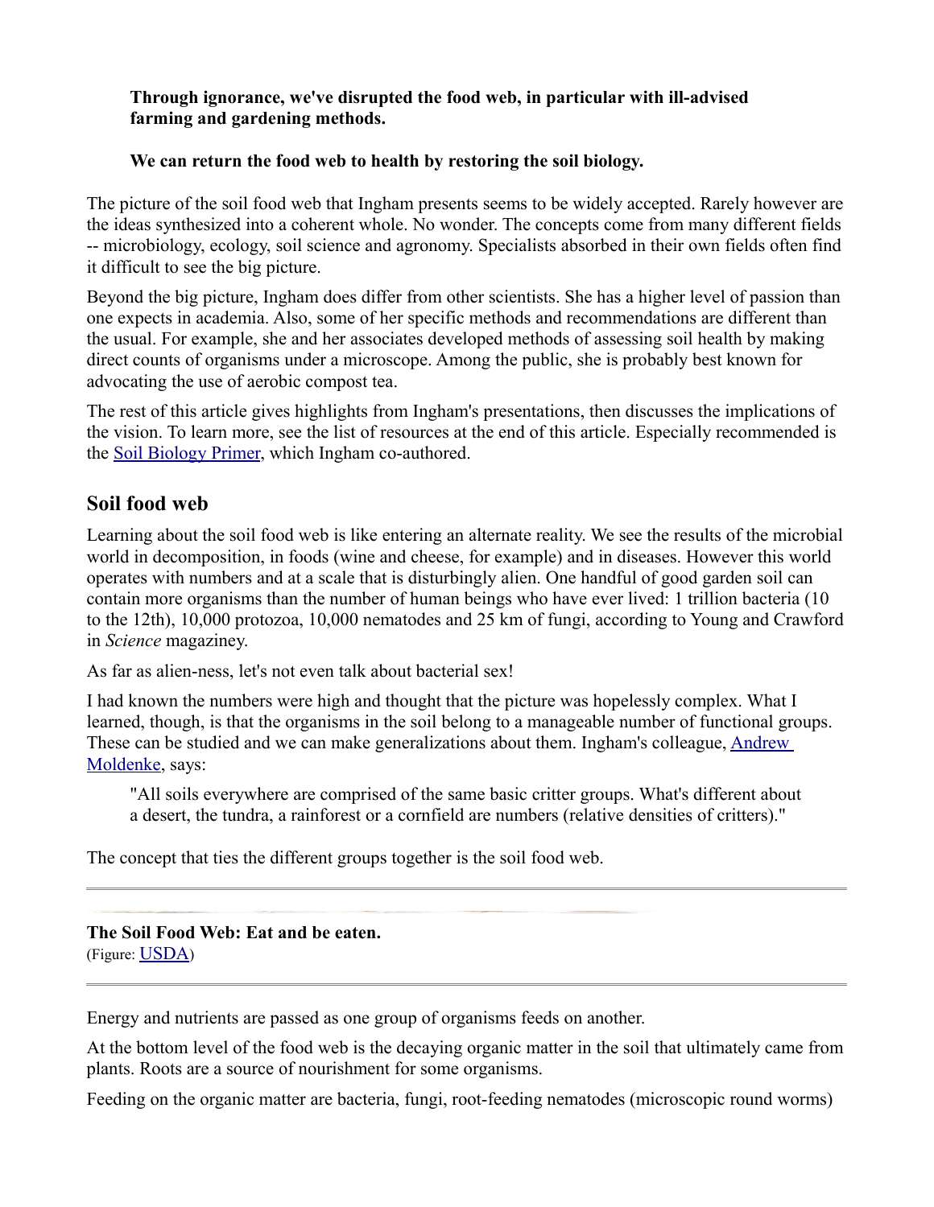> **Through ignorance, we've disrupted the food web, in particular with ill-advised farming and gardening methods.**
>
> **We can return the food web to health by restoring the soil biology.**

The picture of the soil food web that Ingham presents seems to be widely accepted. Rarely however are the ideas synthesized into a coherent whole. No wonder. The concepts come from many different fields -- microbiology, ecology, soil science and agronomy. Specialists absorbed in their own fields often find it difficult to see the big picture.

Beyond the big picture, Ingham does differ from other scientists. She has a higher level of passion than one expects in academia. Also, some of her specific methods and recommendations are different than the usual. For example, she and her associates developed methods of assessing soil health by making direct counts of organisms under a microscope. Among the public, she is probably best known for advocating the use of aerobic compost tea.

The rest of this article gives highlights from Ingham's presentations, then discusses the implications of the vision. To learn more, see the list of resources at the end of this article. Especially recommended is the Soil Biology Primer, which Ingham co-authored.

## Soil food web

Learning about the soil food web is like entering an alternate reality. We see the results of the microbial world in decomposition, in foods (wine and cheese, for example) and in diseases. However this world operates with numbers and at a scale that is disturbingly alien. One handful of good garden soil can contain more organisms than the number of human beings who have ever lived: 1 trillion bacteria (10 to the 12th), 10,000 protozoa, 10,000 nematodes and 25 km of fungi, according to Young and Crawford in *Science* magaziney.

As far as alien-ness, let's not even talk about bacterial sex!

I had known the numbers were high and thought that the picture was hopelessly complex. What I learned, though, is that the organisms in the soil belong to a manageable number of functional groups. These can be studied and we can make generalizations about them. Ingham's colleague, Andrew Moldenke, says:

> "All soils everywhere are comprised of the same basic critter groups. What's different about a desert, the tundra, a rainforest or a cornfield are numbers (relative densities of critters)."

The concept that ties the different groups together is the soil food web.

---

**The Soil Food Web: Eat and be eaten.**
(Figure: USDA)

---

Energy and nutrients are passed as one group of organisms feeds on another.

At the bottom level of the food web is the decaying organic matter in the soil that ultimately came from plants. Roots are a source of nourishment for some organisms.

Feeding on the organic matter are bacteria, fungi, root-feeding nematodes (microscopic round worms)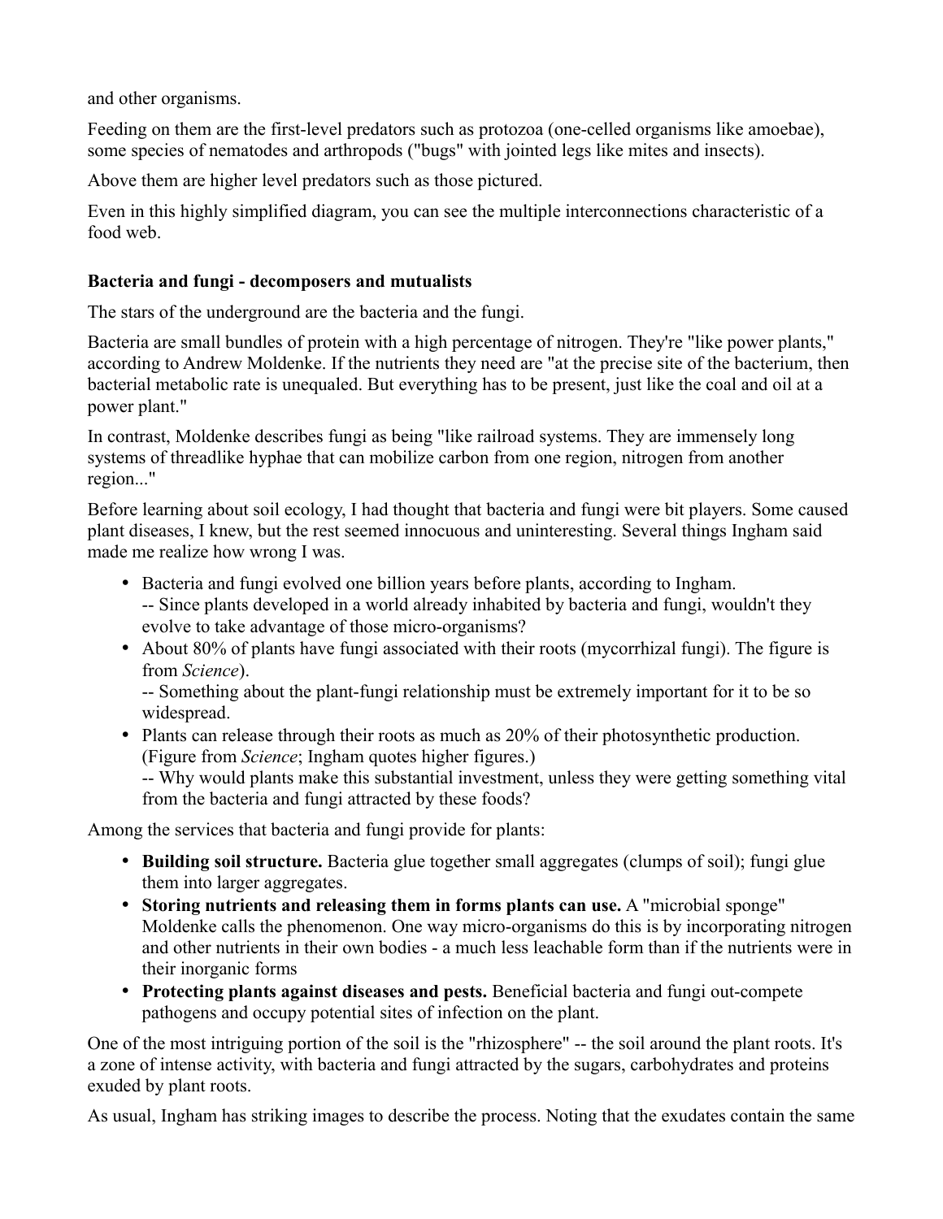and other organisms.

Feeding on them are the first-level predators such as protozoa (one-celled organisms like amoebae), some species of nematodes and arthropods ("bugs" with jointed legs like mites and insects).

Above them are higher level predators such as those pictured.

Even in this highly simplified diagram, you can see the multiple interconnections characteristic of a food web.

**Bacteria and fungi - decomposers and mutualists**

The stars of the underground are the bacteria and the fungi.

Bacteria are small bundles of protein with a high percentage of nitrogen. They're "like power plants," according to Andrew Moldenke. If the nutrients they need are "at the precise site of the bacterium, then bacterial metabolic rate is unequaled. But everything has to be present, just like the coal and oil at a power plant."

In contrast, Moldenke describes fungi as being "like railroad systems. They are immensely long systems of threadlike hyphae that can mobilize carbon from one region, nitrogen from another region..."

Before learning about soil ecology, I had thought that bacteria and fungi were bit players. Some caused plant diseases, I knew, but the rest seemed innocuous and uninteresting. Several things Ingham said made me realize how wrong I was.

- Bacteria and fungi evolved one billion years before plants, according to Ingham.
  -- Since plants developed in a world already inhabited by bacteria and fungi, wouldn't they evolve to take advantage of those micro-organisms?
- About 80% of plants have fungi associated with their roots (mycorrhizal fungi). The figure is from *Science*).
  -- Something about the plant-fungi relationship must be extremely important for it to be so widespread.
- Plants can release through their roots as much as 20% of their photosynthetic production. (Figure from *Science*; Ingham quotes higher figures.)
  -- Why would plants make this substantial investment, unless they were getting something vital from the bacteria and fungi attracted by these foods?

Among the services that bacteria and fungi provide for plants:

- **Building soil structure.** Bacteria glue together small aggregates (clumps of soil); fungi glue them into larger aggregates.
- **Storing nutrients and releasing them in forms plants can use.** A "microbial sponge" Moldenke calls the phenomenon. One way micro-organisms do this is by incorporating nitrogen and other nutrients in their own bodies - a much less leachable form than if the nutrients were in their inorganic forms
- **Protecting plants against diseases and pests.** Beneficial bacteria and fungi out-compete pathogens and occupy potential sites of infection on the plant.

One of the most intriguing portion of the soil is the "rhizosphere" -- the soil around the plant roots. It's a zone of intense activity, with bacteria and fungi attracted by the sugars, carbohydrates and proteins exuded by plant roots.

As usual, Ingham has striking images to describe the process. Noting that the exudates contain the same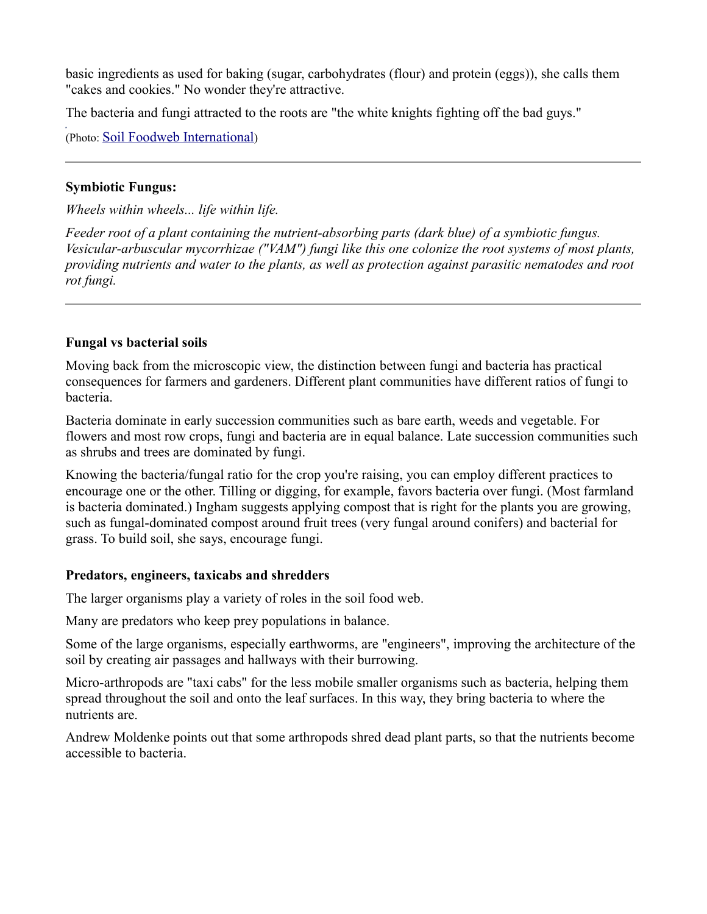basic ingredients as used for baking (sugar, carbohydrates (flour) and protein (eggs)), she calls them "cakes and cookies." No wonder they're attractive.

The bacteria and fungi attracted to the roots are "the white knights fighting off the bad guys."

(Photo: Soil Foodweb International)

---

**Symbiotic Fungus:**

*Wheels within wheels... life within life.*

*Feeder root of a plant containing the nutrient-absorbing parts (dark blue) of a symbiotic fungus. Vesicular-arbuscular mycorrhizae ("VAM") fungi like this one colonize the root systems of most plants, providing nutrients and water to the plants, as well as protection against parasitic nematodes and root rot fungi.*

---

**Fungal vs bacterial soils**

Moving back from the microscopic view, the distinction between fungi and bacteria has practical consequences for farmers and gardeners. Different plant communities have different ratios of fungi to bacteria.

Bacteria dominate in early succession communities such as bare earth, weeds and vegetable. For flowers and most row crops, fungi and bacteria are in equal balance. Late succession communities such as shrubs and trees are dominated by fungi.

Knowing the bacteria/fungal ratio for the crop you're raising, you can employ different practices to encourage one or the other. Tilling or digging, for example, favors bacteria over fungi. (Most farmland is bacteria dominated.) Ingham suggests applying compost that is right for the plants you are growing, such as fungal-dominated compost around fruit trees (very fungal around conifers) and bacterial for grass. To build soil, she says, encourage fungi.

**Predators, engineers, taxicabs and shredders**

The larger organisms play a variety of roles in the soil food web.

Many are predators who keep prey populations in balance.

Some of the large organisms, especially earthworms, are "engineers", improving the architecture of the soil by creating air passages and hallways with their burrowing.

Micro-arthropods are "taxi cabs" for the less mobile smaller organisms such as bacteria, helping them spread throughout the soil and onto the leaf surfaces. In this way, they bring bacteria to where the nutrients are.

Andrew Moldenke points out that some arthropods shred dead plant parts, so that the nutrients become accessible to bacteria.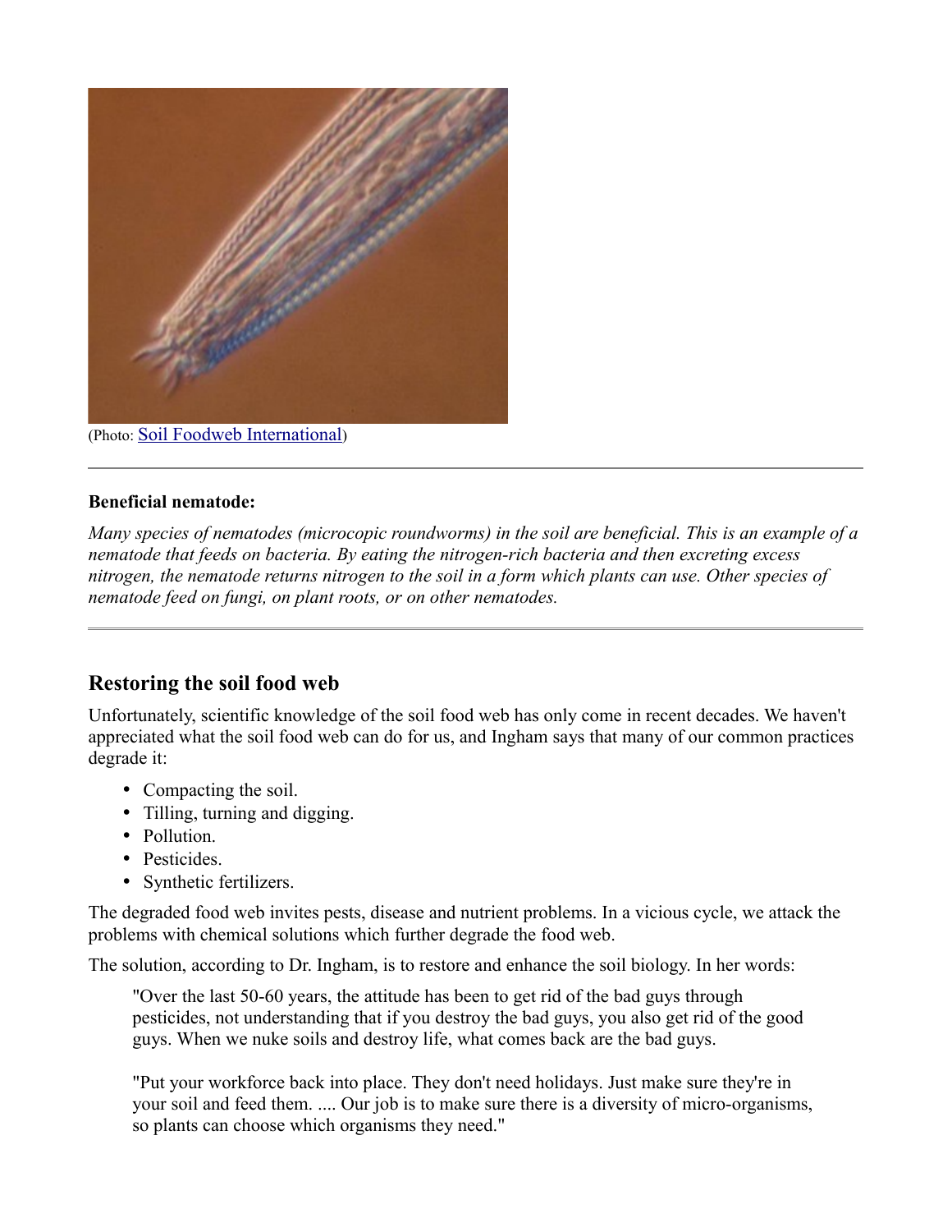(Photo: [Soil Foodweb International])

---

**Beneficial nematode:**

*Many species of nematodes (microcopic roundworms) in the soil are beneficial. This is an example of a nematode that feeds on bacteria. By eating the nitrogen-rich bacteria and then excreting excess nitrogen, the nematode returns nitrogen to the soil in a form which plants can use. Other species of nematode feed on fungi, on plant roots, or on other nematodes.*

---

## Restoring the soil food web

Unfortunately, scientific knowledge of the soil food web has only come in recent decades. We haven't appreciated what the soil food web can do for us, and Ingham says that many of our common practices degrade it:

- Compacting the soil.
- Tilling, turning and digging.
- Pollution.
- Pesticides.
- Synthetic fertilizers.

The degraded food web invites pests, disease and nutrient problems. In a vicious cycle, we attack the problems with chemical solutions which further degrade the food web.

The solution, according to Dr. Ingham, is to restore and enhance the soil biology. In her words:

> "Over the last 50-60 years, the attitude has been to get rid of the bad guys through pesticides, not understanding that if you destroy the bad guys, you also get rid of the good guys. When we nuke soils and destroy life, what comes back are the bad guys.
>
> "Put your workforce back into place. They don't need holidays. Just make sure they're in your soil and feed them. .... Our job is to make sure there is a diversity of micro-organisms, so plants can choose which organisms they need."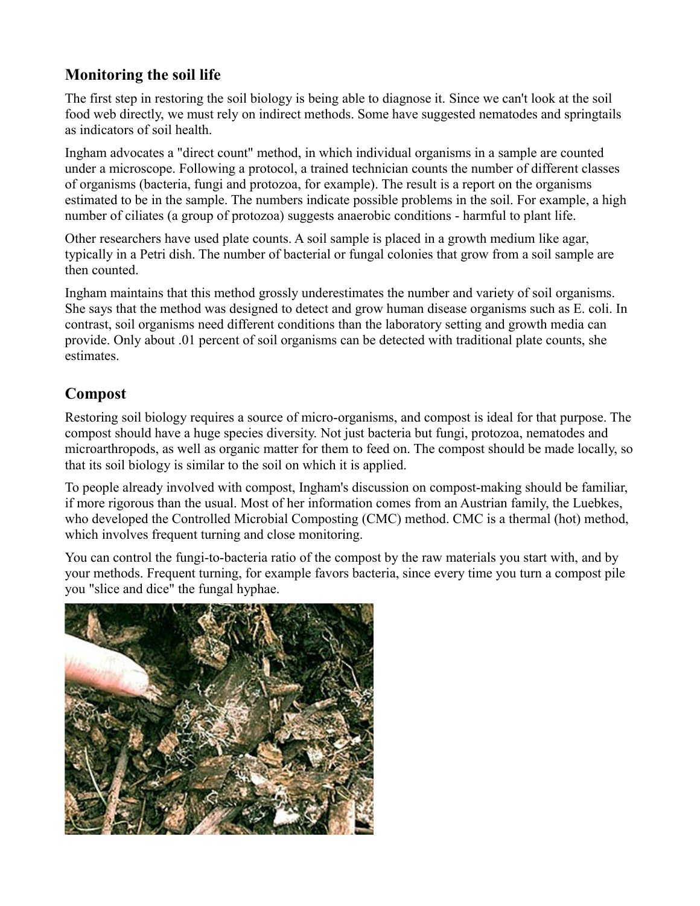## Monitoring the soil life

The first step in restoring the soil biology is being able to diagnose it. Since we can't look at the soil food web directly, we must rely on indirect methods. Some have suggested nematodes and springtails as indicators of soil health.

Ingham advocates a "direct count" method, in which individual organisms in a sample are counted under a microscope. Following a protocol, a trained technician counts the number of different classes of organisms (bacteria, fungi and protozoa, for example). The result is a report on the organisms estimated to be in the sample. The numbers indicate possible problems in the soil. For example, a high number of ciliates (a group of protozoa) suggests anaerobic conditions - harmful to plant life.

Other researchers have used plate counts. A soil sample is placed in a growth medium like agar, typically in a Petri dish. The number of bacterial or fungal colonies that grow from a soil sample are then counted.

Ingham maintains that this method grossly underestimates the number and variety of soil organisms. She says that the method was designed to detect and grow human disease organisms such as E. coli. In contrast, soil organisms need different conditions than the laboratory setting and growth media can provide. Only about .01 percent of soil organisms can be detected with traditional plate counts, she estimates.

## Compost

Restoring soil biology requires a source of micro-organisms, and compost is ideal for that purpose. The compost should have a huge species diversity. Not just bacteria but fungi, protozoa, nematodes and microarthropods, as well as organic matter for them to feed on. The compost should be made locally, so that its soil biology is similar to the soil on which it is applied.

To people already involved with compost, Ingham's discussion on compost-making should be familiar, if more rigorous than the usual. Most of her information comes from an Austrian family, the Luebkes, who developed the Controlled Microbial Composting (CMC) method. CMC is a thermal (hot) method, which involves frequent turning and close monitoring.

You can control the fungi-to-bacteria ratio of the compost by the raw materials you start with, and by your methods. Frequent turning, for example favors bacteria, since every time you turn a compost pile you "slice and dice" the fungal hyphae.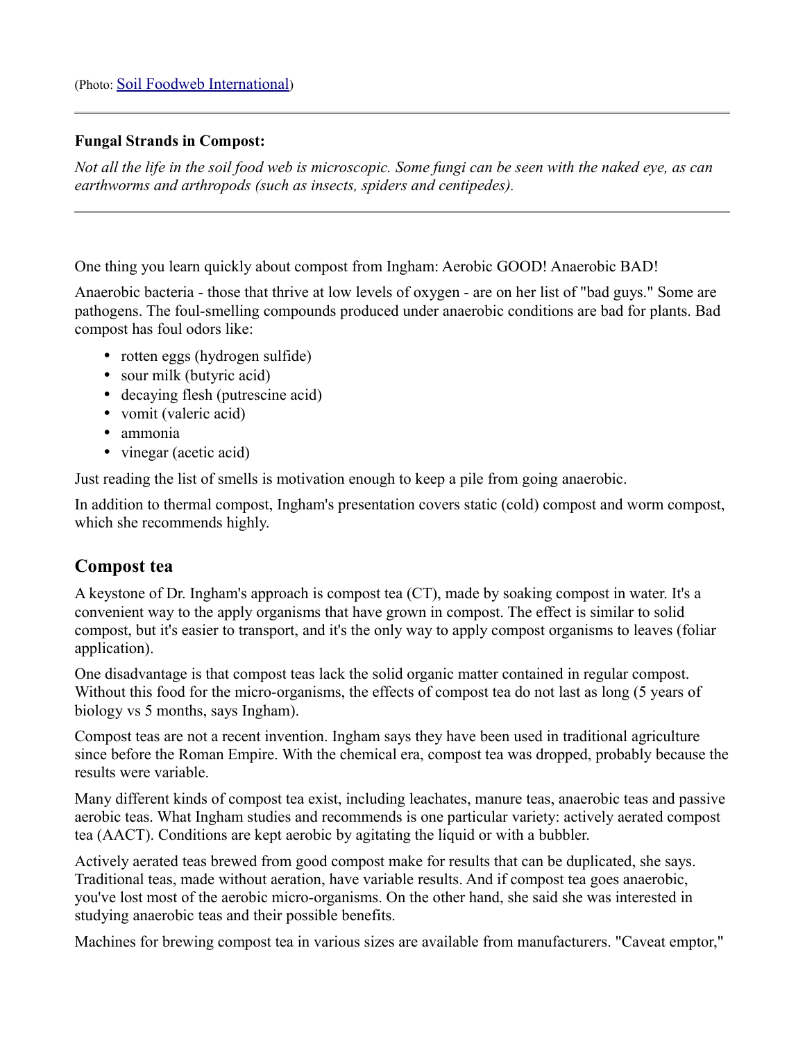(Photo: [Soil Foodweb International](#))

---

**Fungal Strands in Compost:**

*Not all the life in the soil food web is microscopic. Some fungi can be seen with the naked eye, as can earthworms and arthropods (such as insects, spiders and centipedes).*

---

One thing you learn quickly about compost from Ingham: Aerobic GOOD! Anaerobic BAD!

Anaerobic bacteria - those that thrive at low levels of oxygen - are on her list of "bad guys." Some are pathogens. The foul-smelling compounds produced under anaerobic conditions are bad for plants. Bad compost has foul odors like:

- rotten eggs (hydrogen sulfide)
- sour milk (butyric acid)
- decaying flesh (putrescine acid)
- vomit (valeric acid)
- ammonia
- vinegar (acetic acid)

Just reading the list of smells is motivation enough to keep a pile from going anaerobic.

In addition to thermal compost, Ingham's presentation covers static (cold) compost and worm compost, which she recommends highly.

## Compost tea

A keystone of Dr. Ingham's approach is compost tea (CT), made by soaking compost in water. It's a convenient way to the apply organisms that have grown in compost. The effect is similar to solid compost, but it's easier to transport, and it's the only way to apply compost organisms to leaves (foliar application).

One disadvantage is that compost teas lack the solid organic matter contained in regular compost. Without this food for the micro-organisms, the effects of compost tea do not last as long (5 years of biology vs 5 months, says Ingham).

Compost teas are not a recent invention. Ingham says they have been used in traditional agriculture since before the Roman Empire. With the chemical era, compost tea was dropped, probably because the results were variable.

Many different kinds of compost tea exist, including leachates, manure teas, anaerobic teas and passive aerobic teas. What Ingham studies and recommends is one particular variety: actively aerated compost tea (AACT). Conditions are kept aerobic by agitating the liquid or with a bubbler.

Actively aerated teas brewed from good compost make for results that can be duplicated, she says. Traditional teas, made without aeration, have variable results. And if compost tea goes anaerobic, you've lost most of the aerobic micro-organisms. On the other hand, she said she was interested in studying anaerobic teas and their possible benefits.

Machines for brewing compost tea in various sizes are available from manufacturers. "Caveat emptor,"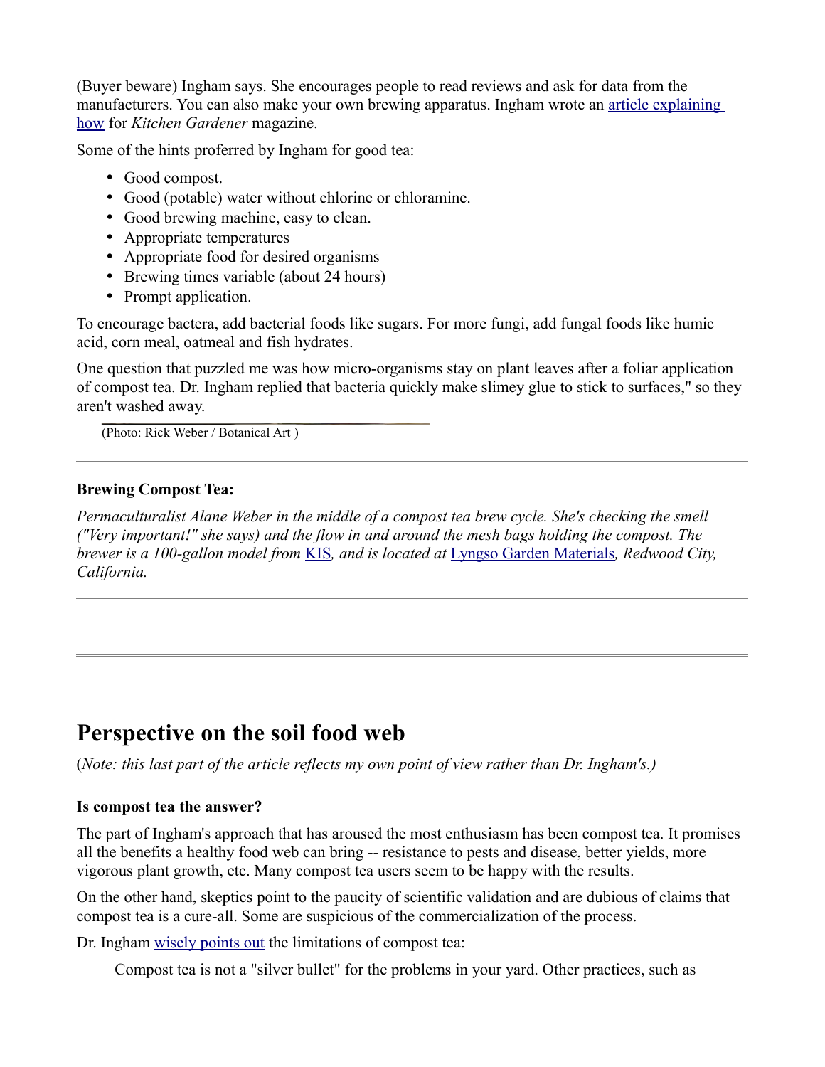(Buyer beware) Ingham says. She encourages people to read reviews and ask for data from the manufacturers. You can also make your own brewing apparatus. Ingham wrote an article explaining how for *Kitchen Gardener* magazine.

Some of the hints proferred by Ingham for good tea:

- Good compost.
- Good (potable) water without chlorine or chloramine.
- Good brewing machine, easy to clean.
- Appropriate temperatures
- Appropriate food for desired organisms
- Brewing times variable (about 24 hours)
- Prompt application.

To encourage bactera, add bacterial foods like sugars. For more fungi, add fungal foods like humic acid, corn meal, oatmeal and fish hydrates.

One question that puzzled me was how micro-organisms stay on plant leaves after a foliar application of compost tea. Dr. Ingham replied that bacteria quickly make slimey glue to stick to surfaces," so they aren't washed away.

(Photo: Rick Weber / Botanical Art )

---

**Brewing Compost Tea:**

*Permaculturalist Alane Weber in the middle of a compost tea brew cycle. She's checking the smell ("Very important!" she says) and the flow in and around the mesh bags holding the compost. The brewer is a 100-gallon model from KIS, and is located at Lyngso Garden Materials, Redwood City, California.*

---

---

# Perspective on the soil food web

(*Note: this last part of the article reflects my own point of view rather than Dr. Ingham's.)*

**Is compost tea the answer?**

The part of Ingham's approach that has aroused the most enthusiasm has been compost tea. It promises all the benefits a healthy food web can bring -- resistance to pests and disease, better yields, more vigorous plant growth, etc. Many compost tea users seem to be happy with the results.

On the other hand, skeptics point to the paucity of scientific validation and are dubious of claims that compost tea is a cure-all. Some are suspicious of the commercialization of the process.

Dr. Ingham wisely points out the limitations of compost tea:

> Compost tea is not a "silver bullet" for the problems in your yard. Other practices, such as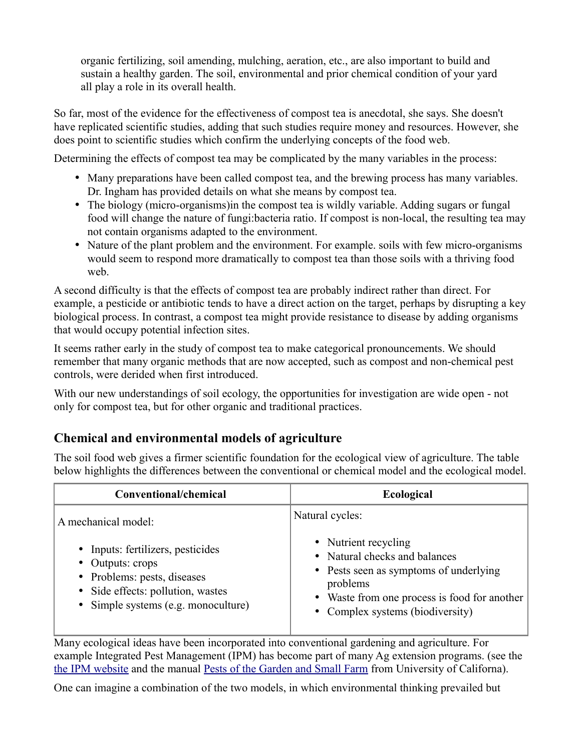organic fertilizing, soil amending, mulching, aeration, etc., are also important to build and sustain a healthy garden. The soil, environmental and prior chemical condition of your yard all play a role in its overall health.

So far, most of the evidence for the effectiveness of compost tea is anecdotal, she says. She doesn't have replicated scientific studies, adding that such studies require money and resources. However, she does point to scientific studies which confirm the underlying concepts of the food web.

Determining the effects of compost tea may be complicated by the many variables in the process:

- Many preparations have been called compost tea, and the brewing process has many variables. Dr. Ingham has provided details on what she means by compost tea.
- The biology (micro-organisms)in the compost tea is wildly variable. Adding sugars or fungal food will change the nature of fungi:bacteria ratio. If compost is non-local, the resulting tea may not contain organisms adapted to the environment.
- Nature of the plant problem and the environment. For example. soils with few micro-organisms would seem to respond more dramatically to compost tea than those soils with a thriving food web.

A second difficulty is that the effects of compost tea are probably indirect rather than direct. For example, a pesticide or antibiotic tends to have a direct action on the target, perhaps by disrupting a key biological process. In contrast, a compost tea might provide resistance to disease by adding organisms that would occupy potential infection sites.

It seems rather early in the study of compost tea to make categorical pronouncements. We should remember that many organic methods that are now accepted, such as compost and non-chemical pest controls, were derided when first introduced.

With our new understandings of soil ecology, the opportunities for investigation are wide open - not only for compost tea, but for other organic and traditional practices.

## Chemical and environmental models of agriculture

The soil food web gives a firmer scientific foundation for the ecological view of agriculture. The table below highlights the differences between the conventional or chemical model and the ecological model.

| Conventional/chemical | Ecological |
|---|---|
| A mechanical model:<br>• Inputs: fertilizers, pesticides<br>• Outputs: crops<br>• Problems: pests, diseases<br>• Side effects: pollution, wastes<br>• Simple systems (e.g. monoculture) | Natural cycles:<br>• Nutrient recycling<br>• Natural checks and balances<br>• Pests seen as symptoms of underlying problems<br>• Waste from one process is food for another<br>• Complex systems (biodiversity) |

Many ecological ideas have been incorporated into conventional gardening and agriculture. For example Integrated Pest Management (IPM) has become part of many Ag extension programs. (see the the IPM website and the manual Pests of the Garden and Small Farm from University of Californa).

One can imagine a combination of the two models, in which environmental thinking prevailed but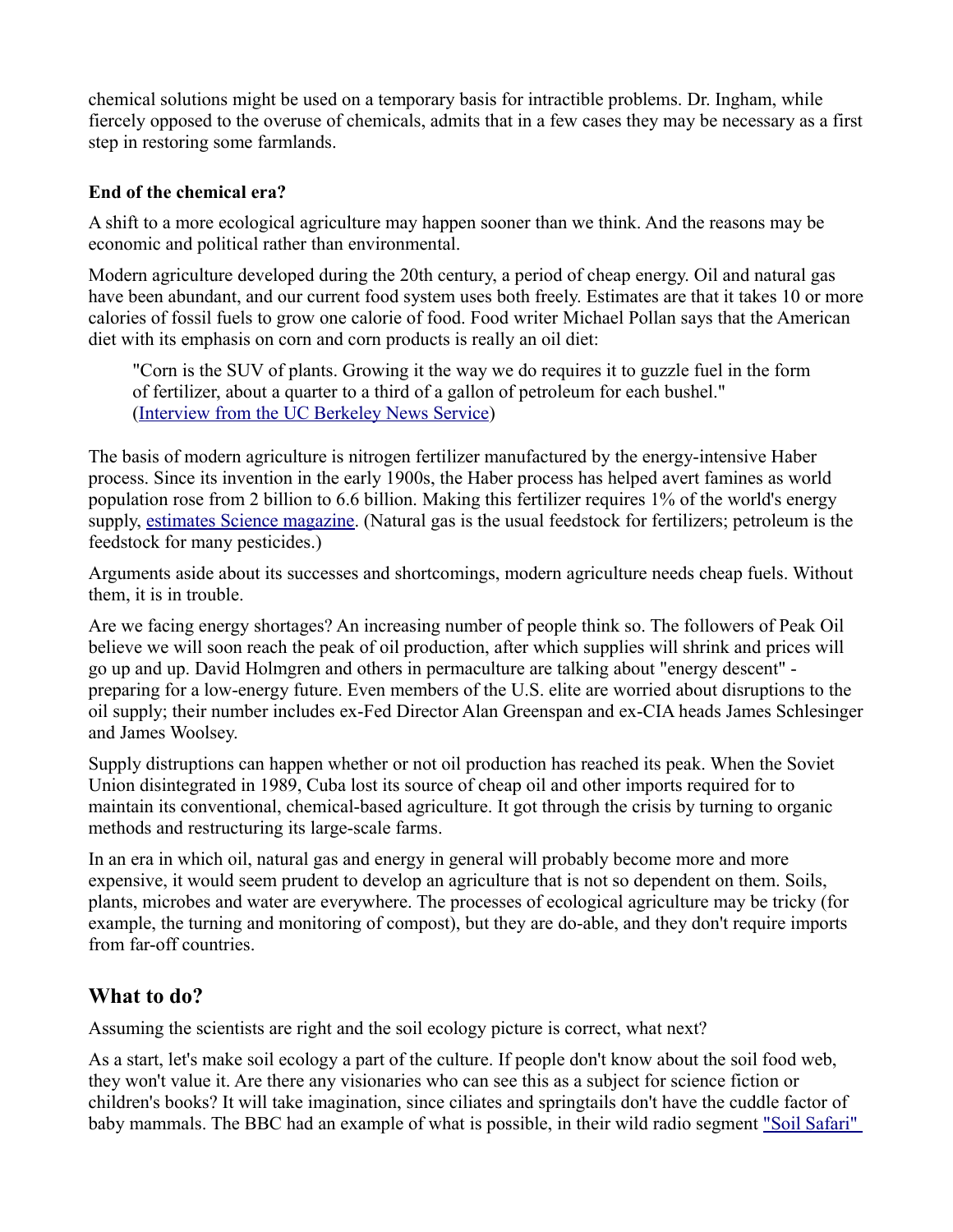chemical solutions might be used on a temporary basis for intractible problems. Dr. Ingham, while fiercely opposed to the overuse of chemicals, admits that in a few cases they may be necessary as a first step in restoring some farmlands.

**End of the chemical era?**

A shift to a more ecological agriculture may happen sooner than we think. And the reasons may be economic and political rather than environmental.

Modern agriculture developed during the 20th century, a period of cheap energy. Oil and natural gas have been abundant, and our current food system uses both freely. Estimates are that it takes 10 or more calories of fossil fuels to grow one calorie of food. Food writer Michael Pollan says that the American diet with its emphasis on corn and corn products is really an oil diet:

> "Corn is the SUV of plants. Growing it the way we do requires it to guzzle fuel in the form of fertilizer, about a quarter to a third of a gallon of petroleum for each bushel." (Interview from the UC Berkeley News Service)

The basis of modern agriculture is nitrogen fertilizer manufactured by the energy-intensive Haber process. Since its invention in the early 1900s, the Haber process has helped avert famines as world population rose from 2 billion to 6.6 billion. Making this fertilizer requires 1% of the world's energy supply, estimates Science magazine. (Natural gas is the usual feedstock for fertilizers; petroleum is the feedstock for many pesticides.)

Arguments aside about its successes and shortcomings, modern agriculture needs cheap fuels. Without them, it is in trouble.

Are we facing energy shortages? An increasing number of people think so. The followers of Peak Oil believe we will soon reach the peak of oil production, after which supplies will shrink and prices will go up and up. David Holmgren and others in permaculture are talking about "energy descent" - preparing for a low-energy future. Even members of the U.S. elite are worried about disruptions to the oil supply; their number includes ex-Fed Director Alan Greenspan and ex-CIA heads James Schlesinger and James Woolsey.

Supply distruptions can happen whether or not oil production has reached its peak. When the Soviet Union disintegrated in 1989, Cuba lost its source of cheap oil and other imports required for to maintain its conventional, chemical-based agriculture. It got through the crisis by turning to organic methods and restructuring its large-scale farms.

In an era in which oil, natural gas and energy in general will probably become more and more expensive, it would seem prudent to develop an agriculture that is not so dependent on them. Soils, plants, microbes and water are everywhere. The processes of ecological agriculture may be tricky (for example, the turning and monitoring of compost), but they are do-able, and they don't require imports from far-off countries.

## What to do?

Assuming the scientists are right and the soil ecology picture is correct, what next?

As a start, let's make soil ecology a part of the culture. If people don't know about the soil food web, they won't value it. Are there any visionaries who can see this as a subject for science fiction or children's books? It will take imagination, since ciliates and springtails don't have the cuddle factor of baby mammals. The BBC had an example of what is possible, in their wild radio segment "Soil Safari"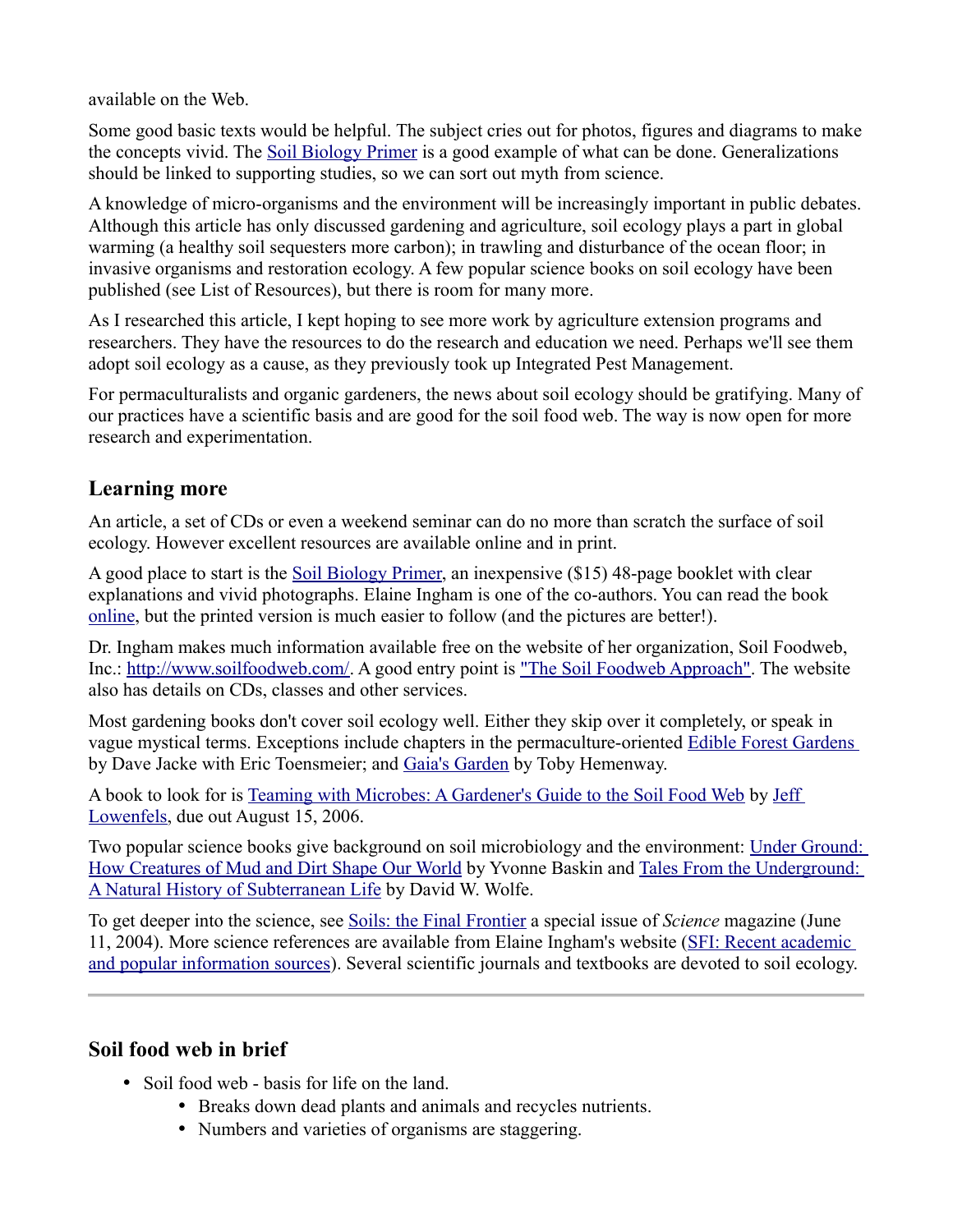available on the Web.

Some good basic texts would be helpful. The subject cries out for photos, figures and diagrams to make the concepts vivid. The Soil Biology Primer is a good example of what can be done. Generalizations should be linked to supporting studies, so we can sort out myth from science.

A knowledge of micro-organisms and the environment will be increasingly important in public debates. Although this article has only discussed gardening and agriculture, soil ecology plays a part in global warming (a healthy soil sequesters more carbon); in trawling and disturbance of the ocean floor; in invasive organisms and restoration ecology. A few popular science books on soil ecology have been published (see List of Resources), but there is room for many more.

As I researched this article, I kept hoping to see more work by agriculture extension programs and researchers. They have the resources to do the research and education we need. Perhaps we'll see them adopt soil ecology as a cause, as they previously took up Integrated Pest Management.

For permaculturalists and organic gardeners, the news about soil ecology should be gratifying. Many of our practices have a scientific basis and are good for the soil food web. The way is now open for more research and experimentation.

## Learning more

An article, a set of CDs or even a weekend seminar can do no more than scratch the surface of soil ecology. However excellent resources are available online and in print.

A good place to start is the Soil Biology Primer, an inexpensive ($15) 48-page booklet with clear explanations and vivid photographs. Elaine Ingham is one of the co-authors. You can read the book online, but the printed version is much easier to follow (and the pictures are better!).

Dr. Ingham makes much information available free on the website of her organization, Soil Foodweb, Inc.: http://www.soilfoodweb.com/. A good entry point is "The Soil Foodweb Approach". The website also has details on CDs, classes and other services.

Most gardening books don't cover soil ecology well. Either they skip over it completely, or speak in vague mystical terms. Exceptions include chapters in the permaculture-oriented Edible Forest Gardens by Dave Jacke with Eric Toensmeier; and Gaia's Garden by Toby Hemenway.

A book to look for is Teaming with Microbes: A Gardener's Guide to the Soil Food Web by Jeff Lowenfels, due out August 15, 2006.

Two popular science books give background on soil microbiology and the environment: Under Ground: How Creatures of Mud and Dirt Shape Our World by Yvonne Baskin and Tales From the Underground: A Natural History of Subterranean Life by David W. Wolfe.

To get deeper into the science, see Soils: the Final Frontier a special issue of *Science* magazine (June 11, 2004). More science references are available from Elaine Ingham's website (SFI: Recent academic and popular information sources). Several scientific journals and textbooks are devoted to soil ecology.

---

## Soil food web in brief

- Soil food web - basis for life on the land.
  - Breaks down dead plants and animals and recycles nutrients.
  - Numbers and varieties of organisms are staggering.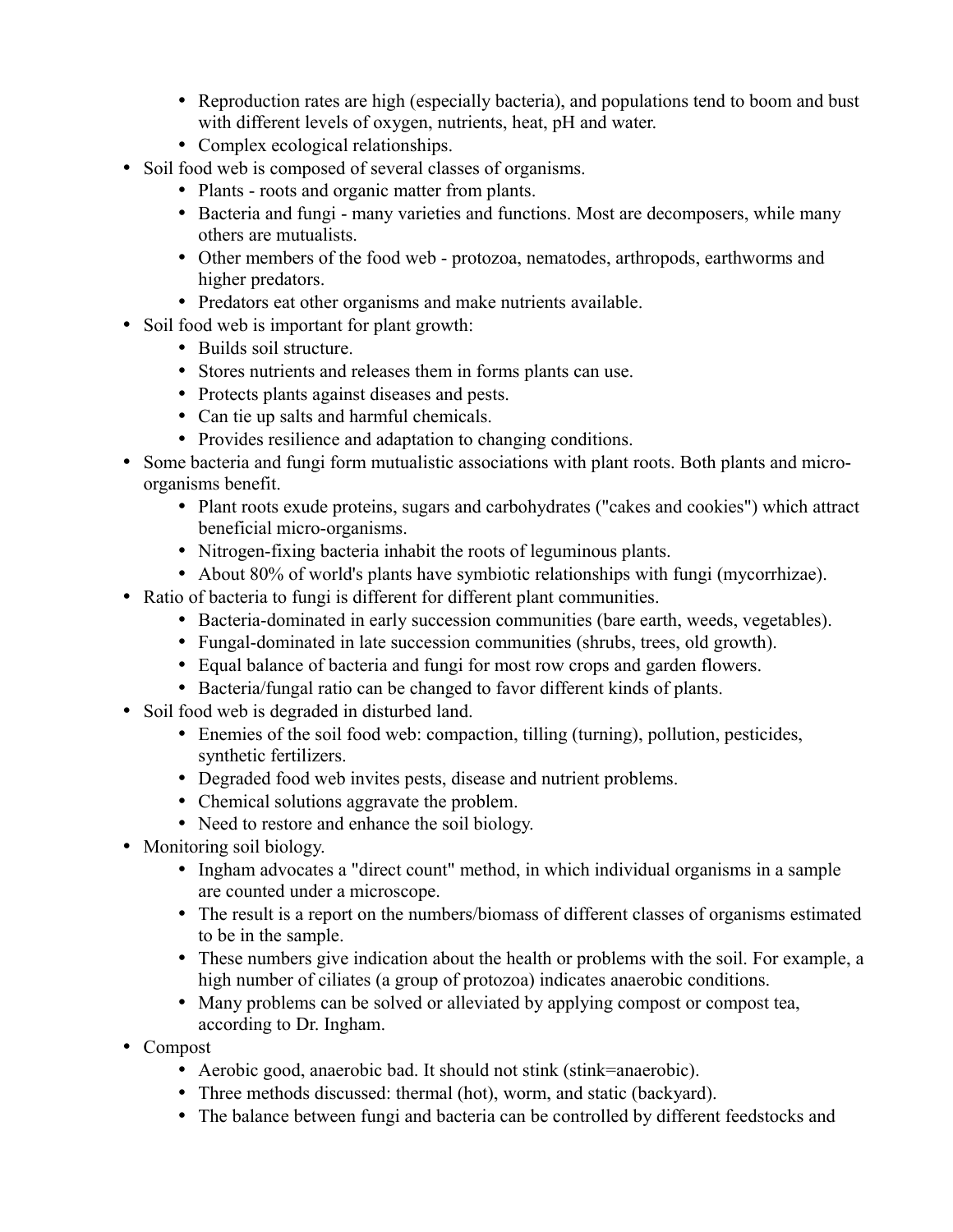- Reproduction rates are high (especially bacteria), and populations tend to boom and bust with different levels of oxygen, nutrients, heat, pH and water.
    - Complex ecological relationships.
- Soil food web is composed of several classes of organisms.
    - Plants - roots and organic matter from plants.
    - Bacteria and fungi - many varieties and functions. Most are decomposers, while many others are mutualists.
    - Other members of the food web - protozoa, nematodes, arthropods, earthworms and higher predators.
    - Predators eat other organisms and make nutrients available.
- Soil food web is important for plant growth:
    - Builds soil structure.
    - Stores nutrients and releases them in forms plants can use.
    - Protects plants against diseases and pests.
    - Can tie up salts and harmful chemicals.
    - Provides resilience and adaptation to changing conditions.
- Some bacteria and fungi form mutualistic associations with plant roots. Both plants and micro-organisms benefit.
    - Plant roots exude proteins, sugars and carbohydrates ("cakes and cookies") which attract beneficial micro-organisms.
    - Nitrogen-fixing bacteria inhabit the roots of leguminous plants.
    - About 80% of world's plants have symbiotic relationships with fungi (mycorrhizae).
- Ratio of bacteria to fungi is different for different plant communities.
    - Bacteria-dominated in early succession communities (bare earth, weeds, vegetables).
    - Fungal-dominated in late succession communities (shrubs, trees, old growth).
    - Equal balance of bacteria and fungi for most row crops and garden flowers.
    - Bacteria/fungal ratio can be changed to favor different kinds of plants.
- Soil food web is degraded in disturbed land.
    - Enemies of the soil food web: compaction, tilling (turning), pollution, pesticides, synthetic fertilizers.
    - Degraded food web invites pests, disease and nutrient problems.
    - Chemical solutions aggravate the problem.
    - Need to restore and enhance the soil biology.
- Monitoring soil biology.
    - Ingham advocates a "direct count" method, in which individual organisms in a sample are counted under a microscope.
    - The result is a report on the numbers/biomass of different classes of organisms estimated to be in the sample.
    - These numbers give indication about the health or problems with the soil. For example, a high number of ciliates (a group of protozoa) indicates anaerobic conditions.
    - Many problems can be solved or alleviated by applying compost or compost tea, according to Dr. Ingham.
- Compost
    - Aerobic good, anaerobic bad. It should not stink (stink=anaerobic).
    - Three methods discussed: thermal (hot), worm, and static (backyard).
    - The balance between fungi and bacteria can be controlled by different feedstocks and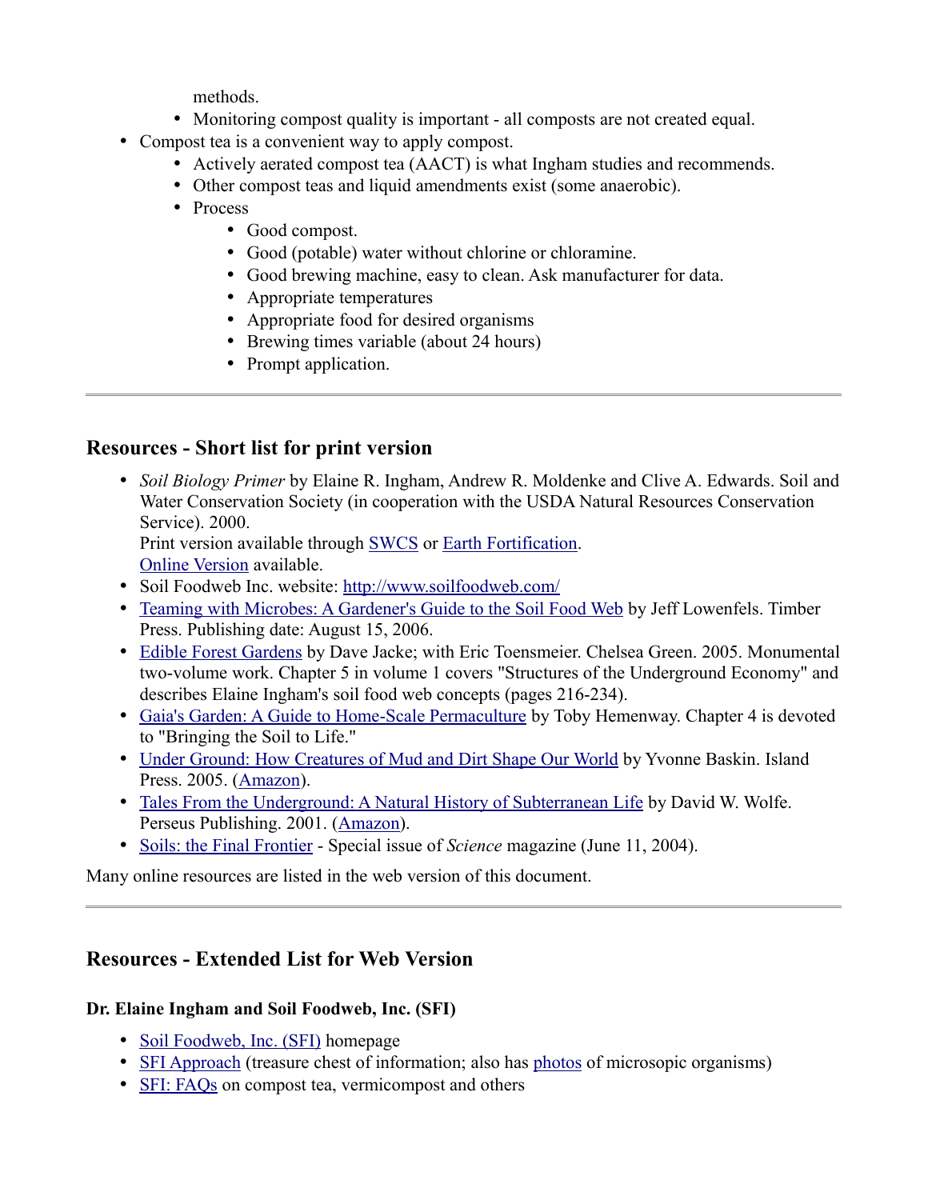methods.
  - Monitoring compost quality is important - all composts are not created equal.
- Compost tea is a convenient way to apply compost.
  - Actively aerated compost tea (AACT) is what Ingham studies and recommends.
  - Other compost teas and liquid amendments exist (some anaerobic).
  - Process
    - Good compost.
    - Good (potable) water without chlorine or chloramine.
    - Good brewing machine, easy to clean. Ask manufacturer for data.
    - Appropriate temperatures
    - Appropriate food for desired organisms
    - Brewing times variable (about 24 hours)
    - Prompt application.

---

## Resources - Short list for print version

- *Soil Biology Primer* by Elaine R. Ingham, Andrew R. Moldenke and Clive A. Edwards. Soil and Water Conservation Society (in cooperation with the USDA Natural Resources Conservation Service). 2000.
  Print version available through SWCS or Earth Fortification.
  Online Version available.
- Soil Foodweb Inc. website: http://www.soilfoodweb.com/
- Teaming with Microbes: A Gardener's Guide to the Soil Food Web by Jeff Lowenfels. Timber Press. Publishing date: August 15, 2006.
- Edible Forest Gardens by Dave Jacke; with Eric Toensmeier. Chelsea Green. 2005. Monumental two-volume work. Chapter 5 in volume 1 covers "Structures of the Underground Economy" and describes Elaine Ingham's soil food web concepts (pages 216-234).
- Gaia's Garden: A Guide to Home-Scale Permaculture by Toby Hemenway. Chapter 4 is devoted to "Bringing the Soil to Life."
- Under Ground: How Creatures of Mud and Dirt Shape Our World by Yvonne Baskin. Island Press. 2005. (Amazon).
- Tales From the Underground: A Natural History of Subterranean Life by David W. Wolfe. Perseus Publishing. 2001. (Amazon).
- Soils: the Final Frontier - Special issue of *Science* magazine (June 11, 2004).

Many online resources are listed in the web version of this document.

---

## Resources - Extended List for Web Version

### Dr. Elaine Ingham and Soil Foodweb, Inc. (SFI)

- Soil Foodweb, Inc. (SFI) homepage
- SFI Approach (treasure chest of information; also has photos of microsopic organisms)
- SFI: FAQs on compost tea, vermicompost and others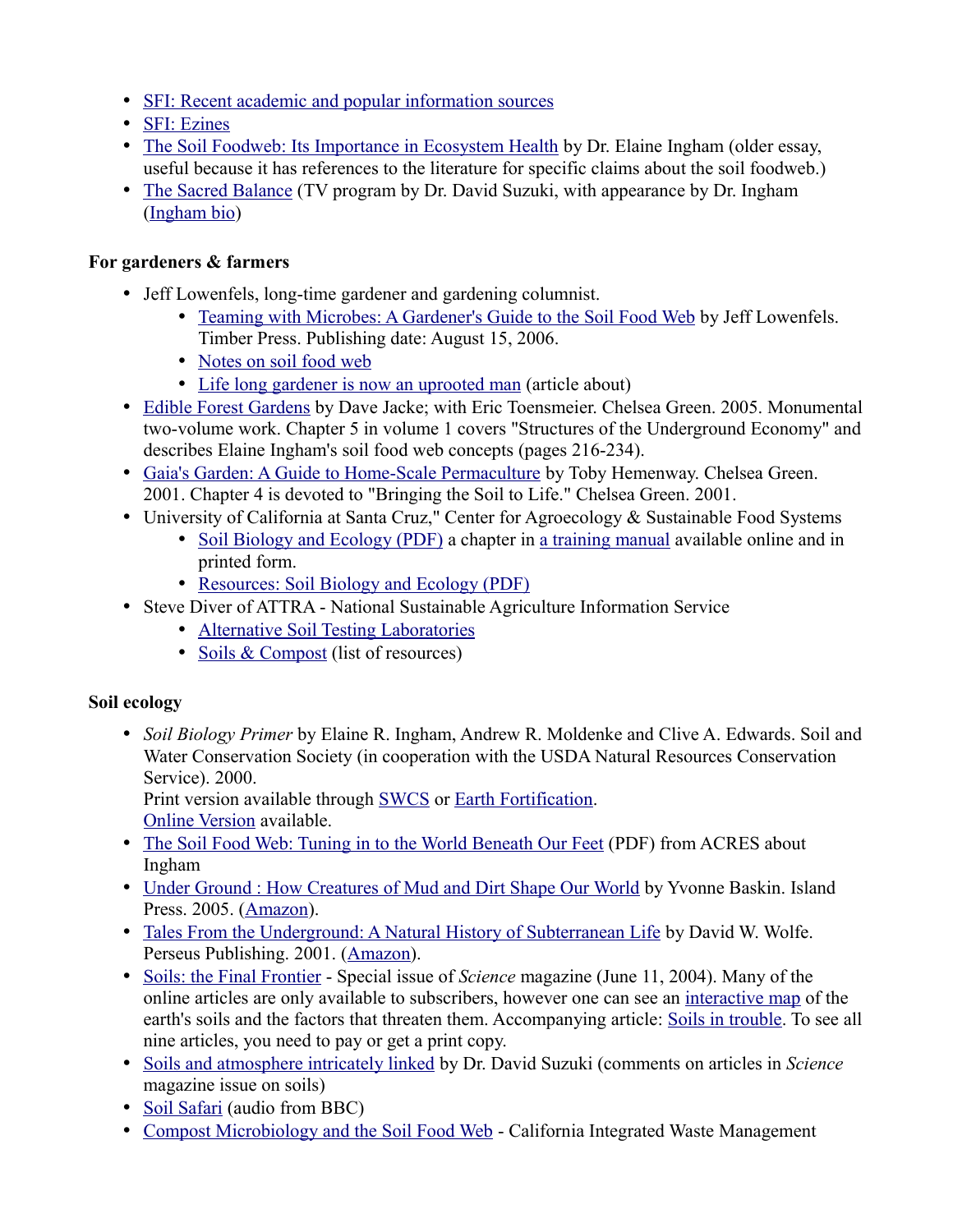- SFI: Recent academic and popular information sources
- SFI: Ezines
- The Soil Foodweb: Its Importance in Ecosystem Health by Dr. Elaine Ingham (older essay, useful because it has references to the literature for specific claims about the soil foodweb.)
- The Sacred Balance (TV program by Dr. David Suzuki, with appearance by Dr. Ingham (Ingham bio)

**For gardeners & farmers**

- Jeff Lowenfels, long-time gardener and gardening columnist.
  - Teaming with Microbes: A Gardener's Guide to the Soil Food Web by Jeff Lowenfels. Timber Press. Publishing date: August 15, 2006.
  - Notes on soil food web
  - Life long gardener is now an uprooted man (article about)
- Edible Forest Gardens by Dave Jacke; with Eric Toensmeier. Chelsea Green. 2005. Monumental two-volume work. Chapter 5 in volume 1 covers "Structures of the Underground Economy" and describes Elaine Ingham's soil food web concepts (pages 216-234).
- Gaia's Garden: A Guide to Home-Scale Permaculture by Toby Hemenway. Chelsea Green. 2001. Chapter 4 is devoted to "Bringing the Soil to Life." Chelsea Green. 2001.
- University of California at Santa Cruz," Center for Agroecology & Sustainable Food Systems
  - Soil Biology and Ecology (PDF) a chapter in a training manual available online and in printed form.
  - Resources: Soil Biology and Ecology (PDF)
- Steve Diver of ATTRA - National Sustainable Agriculture Information Service
  - Alternative Soil Testing Laboratories
  - Soils & Compost (list of resources)

**Soil ecology**

- *Soil Biology Primer* by Elaine R. Ingham, Andrew R. Moldenke and Clive A. Edwards. Soil and Water Conservation Society (in cooperation with the USDA Natural Resources Conservation Service). 2000.
  Print version available through SWCS or Earth Fortification.
  Online Version available.
- The Soil Food Web: Tuning in to the World Beneath Our Feet (PDF) from ACRES about Ingham
- Under Ground : How Creatures of Mud and Dirt Shape Our World by Yvonne Baskin. Island Press. 2005. (Amazon).
- Tales From the Underground: A Natural History of Subterranean Life by David W. Wolfe. Perseus Publishing. 2001. (Amazon).
- Soils: the Final Frontier - Special issue of *Science* magazine (June 11, 2004). Many of the online articles are only available to subscribers, however one can see an interactive map of the earth's soils and the factors that threaten them. Accompanying article: Soils in trouble. To see all nine articles, you need to pay or get a print copy.
- Soils and atmosphere intricately linked by Dr. David Suzuki (comments on articles in *Science* magazine issue on soils)
- Soil Safari (audio from BBC)
- Compost Microbiology and the Soil Food Web - California Integrated Waste Management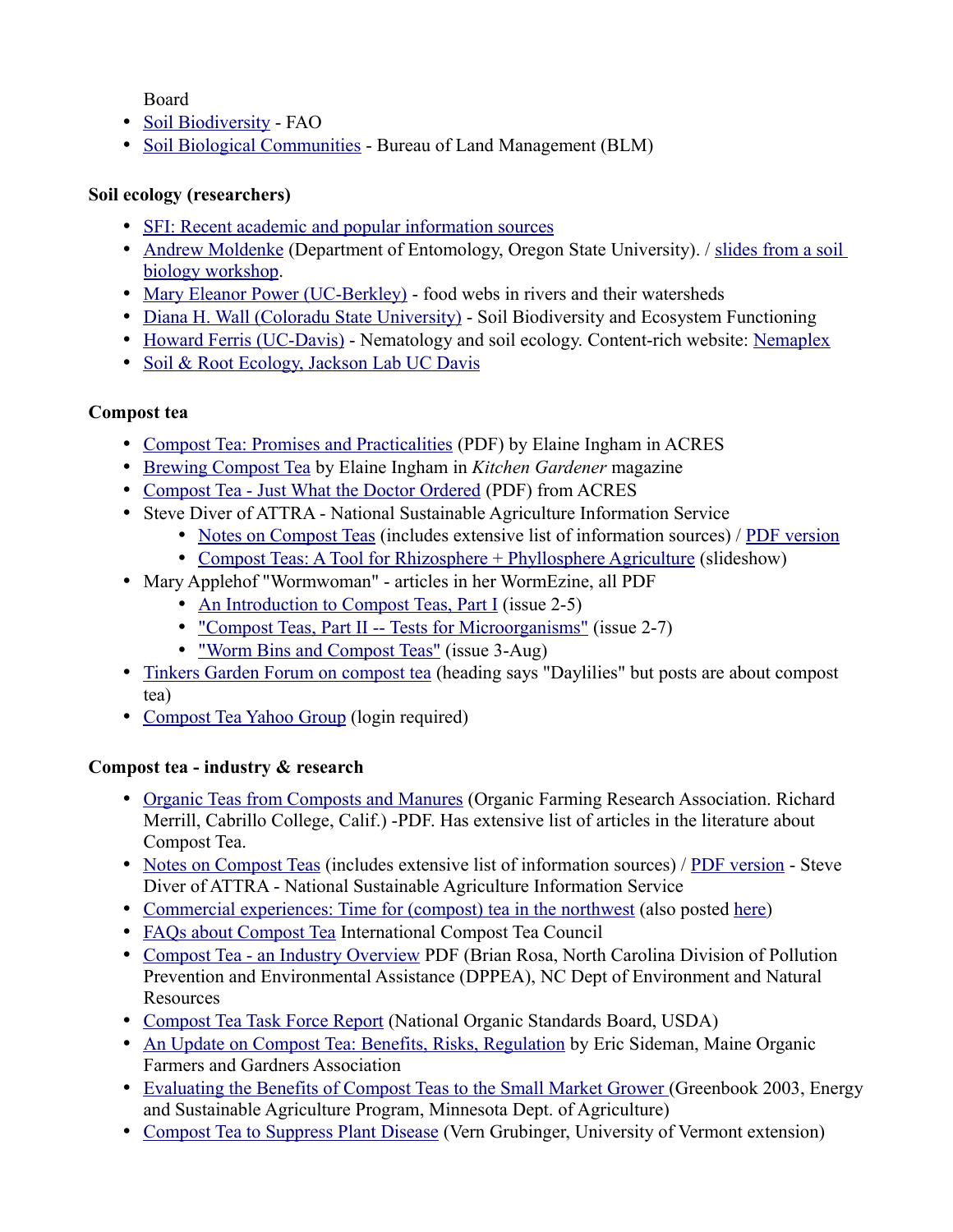Board

- Soil Biodiversity - FAO
- Soil Biological Communities - Bureau of Land Management (BLM)

**Soil ecology (researchers)**

- SFI: Recent academic and popular information sources
- Andrew Moldenke (Department of Entomology, Oregon State University). / slides from a soil biology workshop.
- Mary Eleanor Power (UC-Berkley) - food webs in rivers and their watersheds
- Diana H. Wall (Coloradu State University) - Soil Biodiversity and Ecosystem Functioning
- Howard Ferris (UC-Davis) - Nematology and soil ecology. Content-rich website: Nemaplex
- Soil & Root Ecology, Jackson Lab UC Davis

**Compost tea**

- Compost Tea: Promises and Practicalities (PDF) by Elaine Ingham in ACRES
- Brewing Compost Tea by Elaine Ingham in *Kitchen Gardener* magazine
- Compost Tea - Just What the Doctor Ordered (PDF) from ACRES
- Steve Diver of ATTRA - National Sustainable Agriculture Information Service
  - Notes on Compost Teas (includes extensive list of information sources) / PDF version
  - Compost Teas: A Tool for Rhizosphere + Phyllosphere Agriculture (slideshow)
- Mary Applehof "Wormwoman" - articles in her WormEzine, all PDF
  - An Introduction to Compost Teas, Part I (issue 2-5)
  - "Compost Teas, Part II -- Tests for Microorganisms" (issue 2-7)
  - "Worm Bins and Compost Teas" (issue 3-Aug)
- Tinkers Garden Forum on compost tea (heading says "Daylilies" but posts are about compost tea)
- Compost Tea Yahoo Group (login required)

**Compost tea - industry & research**

- Organic Teas from Composts and Manures (Organic Farming Research Association. Richard Merrill, Cabrillo College, Calif.) -PDF. Has extensive list of articles in the literature about Compost Tea.
- Notes on Compost Teas (includes extensive list of information sources) / PDF version - Steve Diver of ATTRA - National Sustainable Agriculture Information Service
- Commercial experiences: Time for (compost) tea in the northwest (also posted here)
- FAQs about Compost Tea International Compost Tea Council
- Compost Tea - an Industry Overview PDF (Brian Rosa, North Carolina Division of Pollution Prevention and Environmental Assistance (DPPEA), NC Dept of Environment and Natural Resources
- Compost Tea Task Force Report (National Organic Standards Board, USDA)
- An Update on Compost Tea: Benefits, Risks, Regulation by Eric Sideman, Maine Organic Farmers and Gardners Association
- Evaluating the Benefits of Compost Teas to the Small Market Grower (Greenbook 2003, Energy and Sustainable Agriculture Program, Minnesota Dept. of Agriculture)
- Compost Tea to Suppress Plant Disease (Vern Grubinger, University of Vermont extension)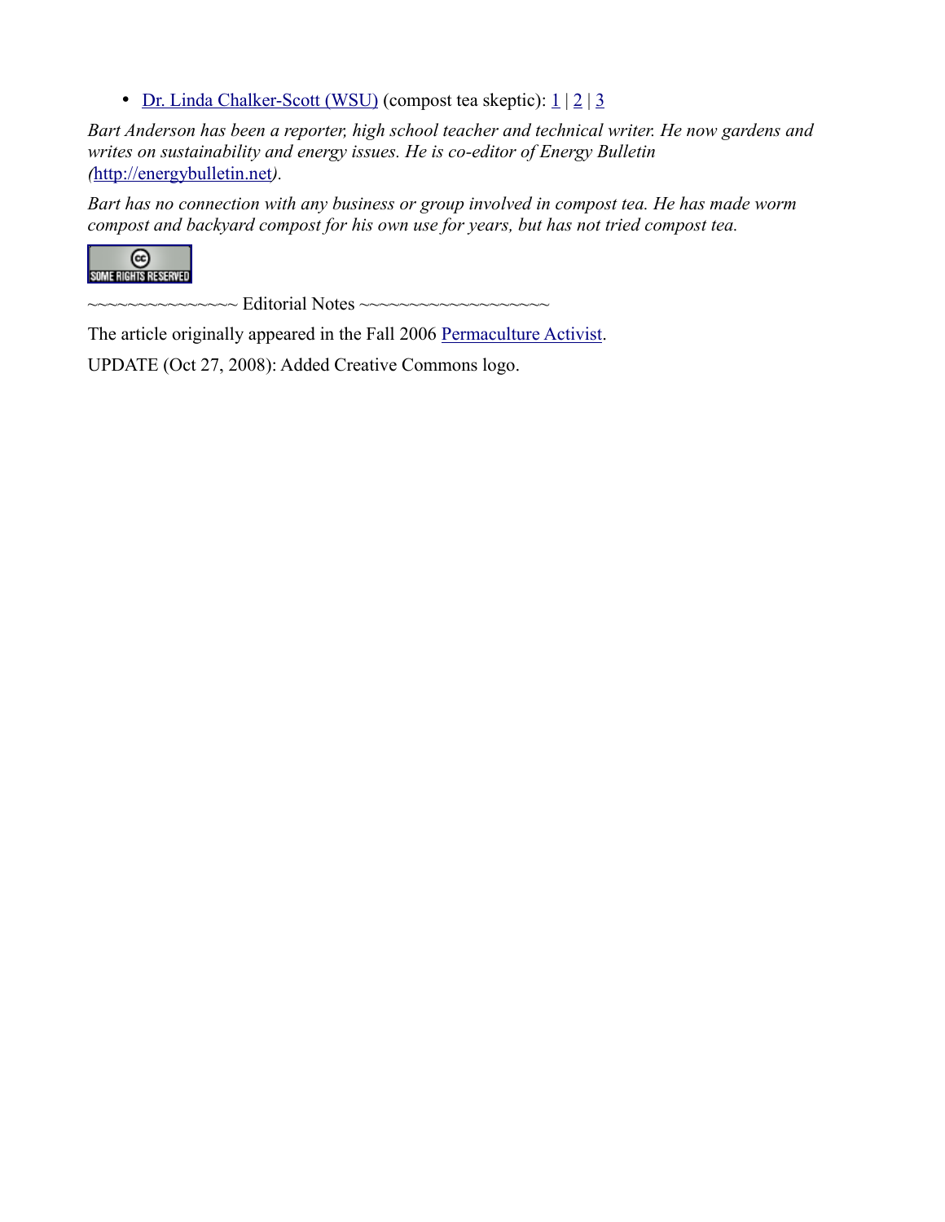- Dr. Linda Chalker-Scott (WSU) (compost tea skeptic): 1 | 2 | 3

*Bart Anderson has been a reporter, high school teacher and technical writer. He now gardens and writes on sustainability and energy issues. He is co-editor of Energy Bulletin (*http://energybulletin.net*).*

*Bart has no connection with any business or group involved in compost tea. He has made worm compost and backyard compost for his own use for years, but has not tried compost tea.*

~~~~~~~~~~~~~~~ Editorial Notes ~~~~~~~~~~~~~~~~~~~

The article originally appeared in the Fall 2006 Permaculture Activist.

UPDATE (Oct 27, 2008): Added Creative Commons logo.